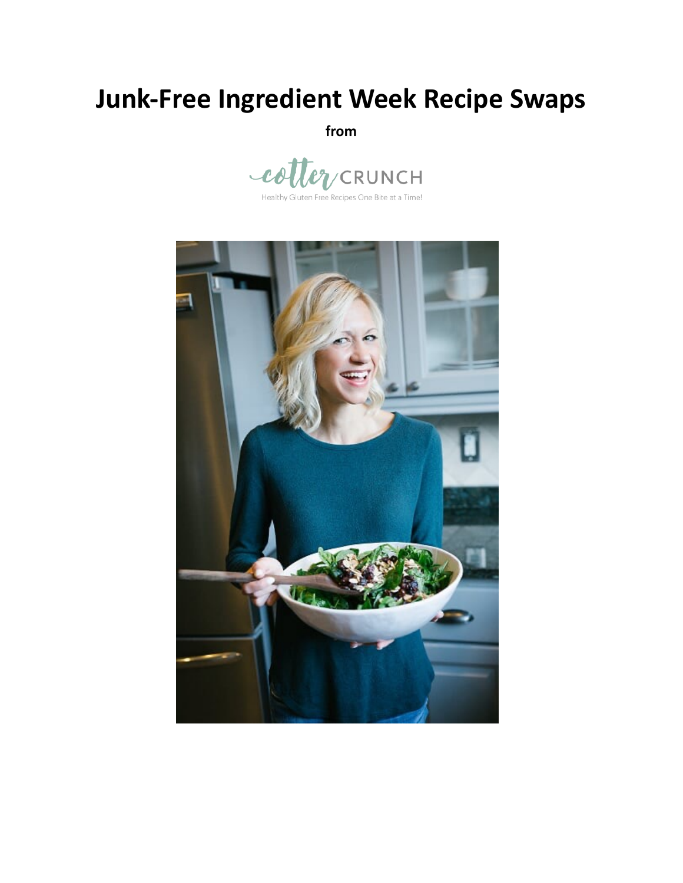# Junk-Free Ingredient Week Recipe Swaps

**from**

cotter CRUNCH

Healthy Gluten Free Recipes One Bite at a Time!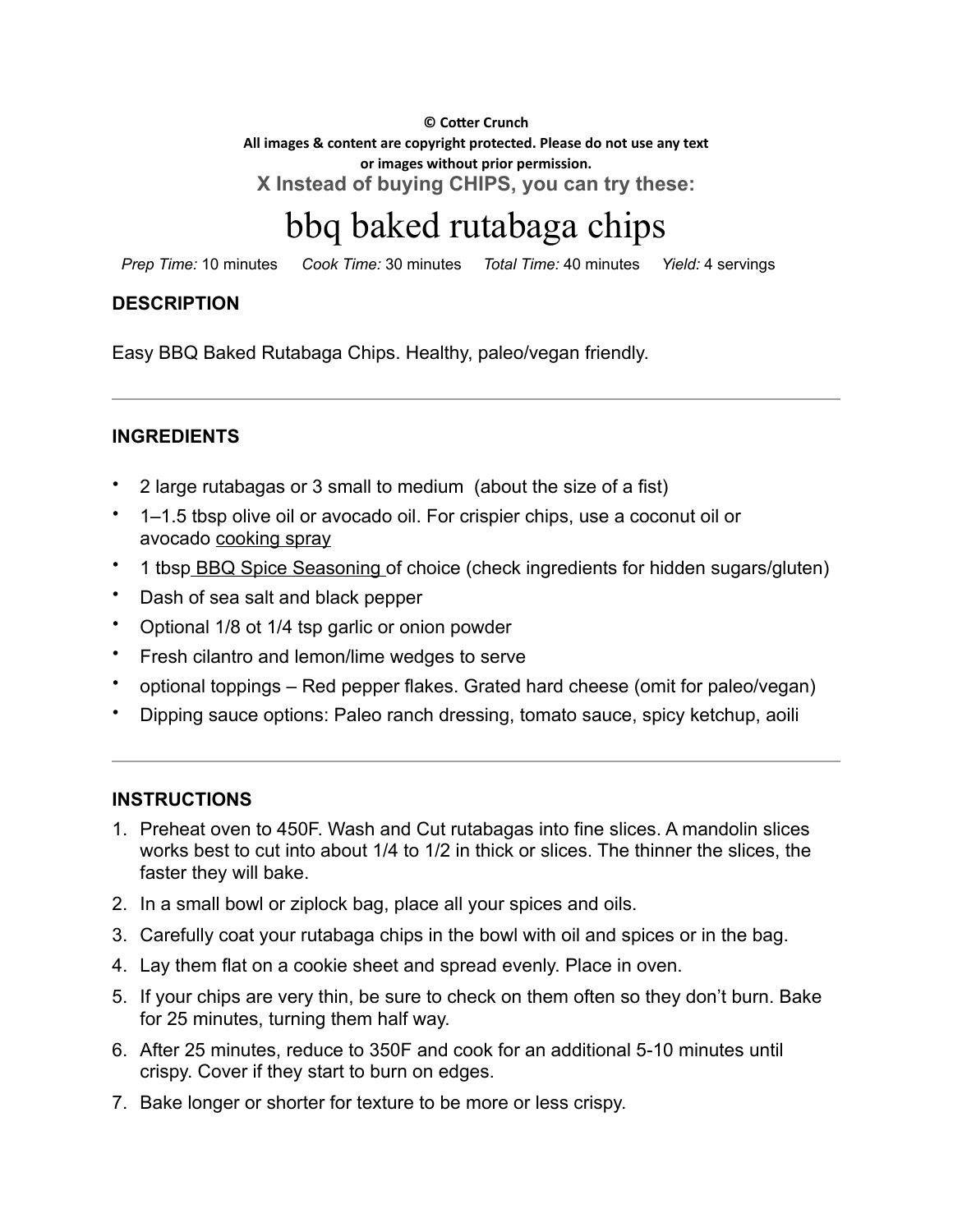**© Cotter Crunch**
**All images & content are copyright protected. Please do not use any text or images without prior permission.**

**X Instead of buying CHIPS, you can try these:**

# bbq baked rutabaga chips

*Prep Time:* 10 minutes *Cook Time:* 30 minutes *Total Time:* 40 minutes *Yield:* 4 servings

### DESCRIPTION

Easy BBQ Baked Rutabaga Chips. Healthy, paleo/vegan friendly.

---

### INGREDIENTS

- 2 large rutabagas or 3 small to medium (about the size of a fist)
- 1–1.5 tbsp olive oil or avocado oil. For crispier chips, use a coconut oil or avocado cooking spray
- 1 tbsp BBQ Spice Seasoning of choice (check ingredients for hidden sugars/gluten)
- Dash of sea salt and black pepper
- Optional 1/8 ot 1/4 tsp garlic or onion powder
- Fresh cilantro and lemon/lime wedges to serve
- optional toppings – Red pepper flakes. Grated hard cheese (omit for paleo/vegan)
- Dipping sauce options: Paleo ranch dressing, tomato sauce, spicy ketchup, aoili

---

### INSTRUCTIONS

1. Preheat oven to 450F. Wash and Cut rutabagas into fine slices. A mandolin slices works best to cut into about 1/4 to 1/2 in thick or slices. The thinner the slices, the faster they will bake.
2. In a small bowl or ziplock bag, place all your spices and oils.
3. Carefully coat your rutabaga chips in the bowl with oil and spices or in the bag.
4. Lay them flat on a cookie sheet and spread evenly. Place in oven.
5. If your chips are very thin, be sure to check on them often so they don't burn. Bake for 25 minutes, turning them half way.
6. After 25 minutes, reduce to 350F and cook for an additional 5-10 minutes until crispy. Cover if they start to burn on edges.
7. Bake longer or shorter for texture to be more or less crispy.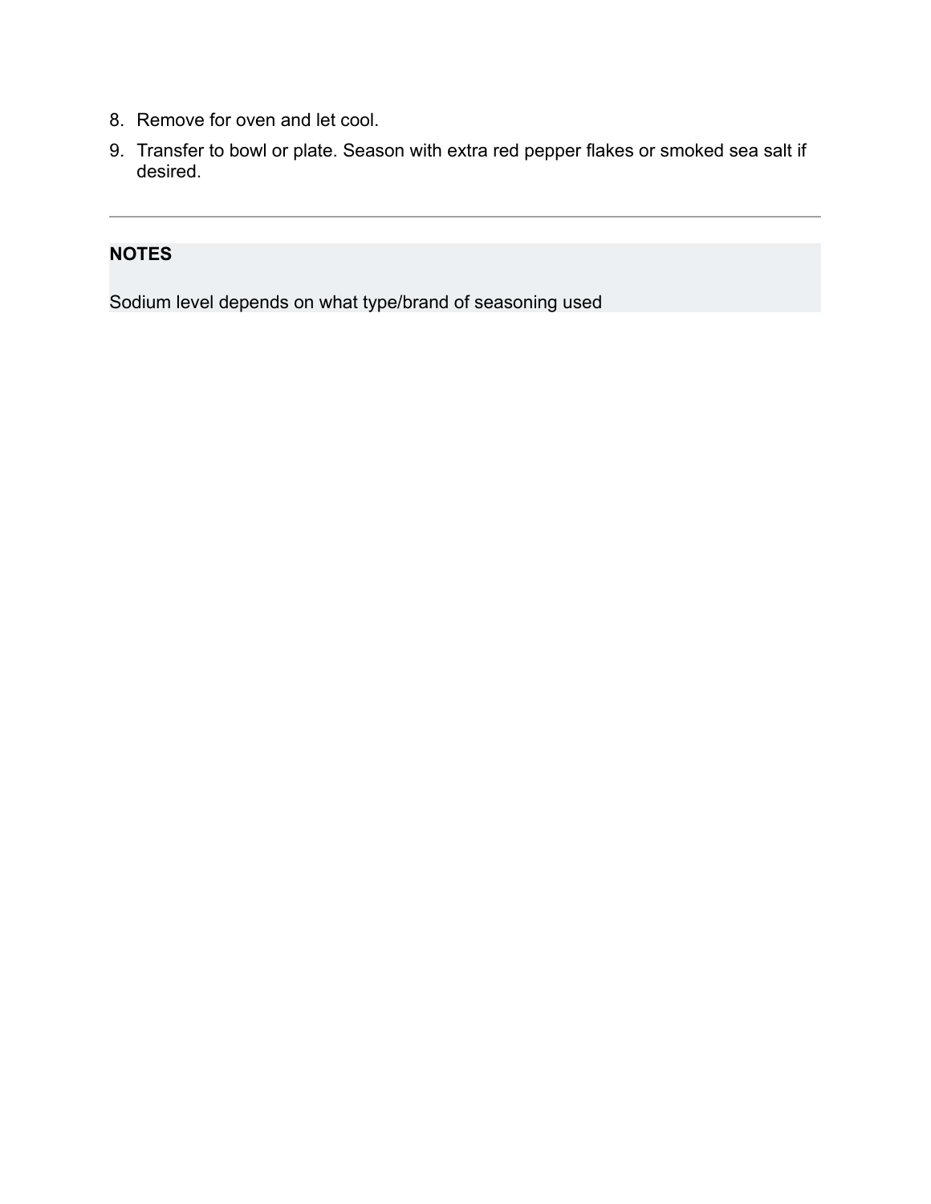8. Remove for oven and let cool.
9. Transfer to bowl or plate. Season with extra red pepper flakes or smoked sea salt if desired.

---

**NOTES**

Sodium level depends on what type/brand of seasoning used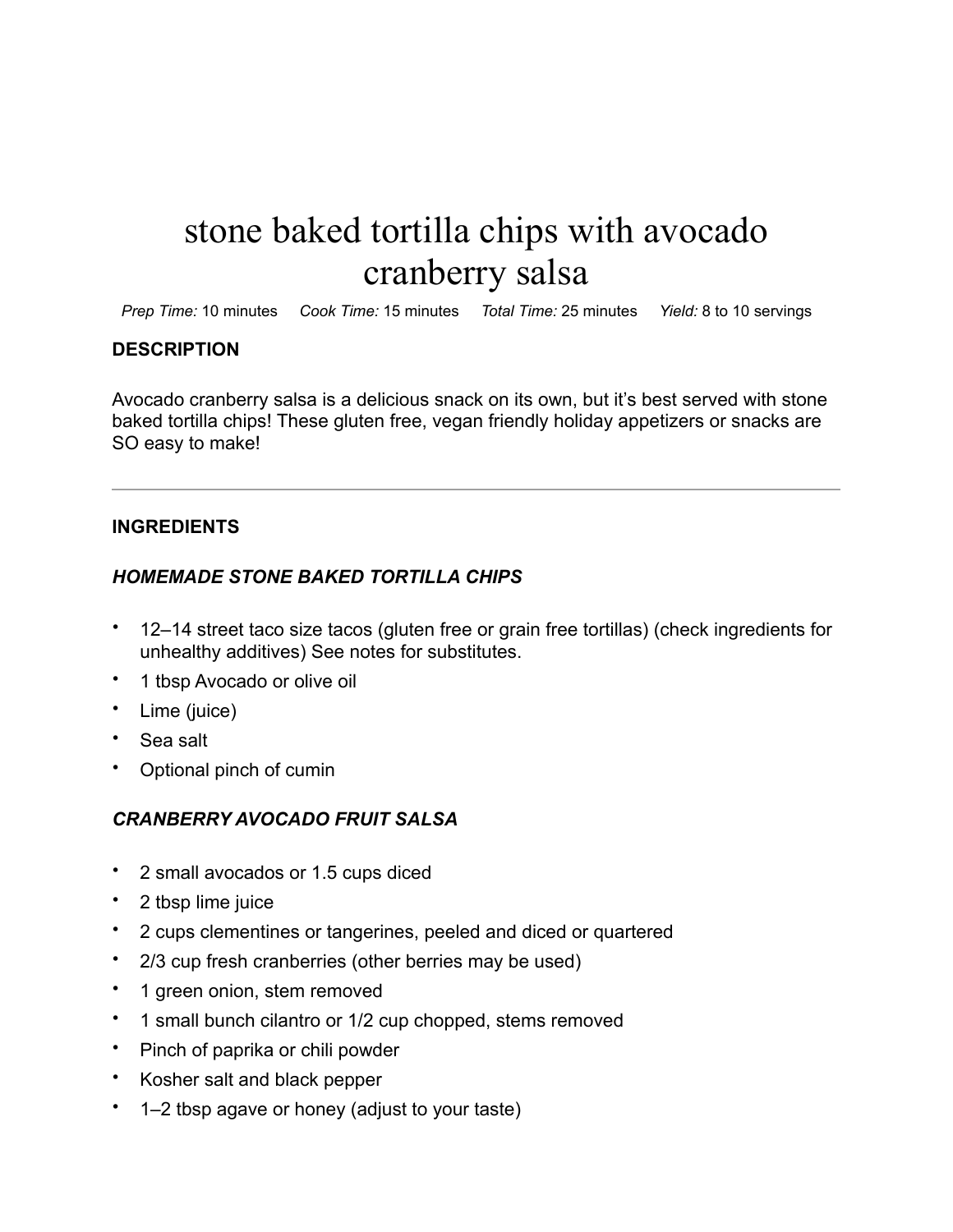# stone baked tortilla chips with avocado cranberry salsa

*Prep Time:* 10 minutes *Cook Time:* 15 minutes *Total Time:* 25 minutes *Yield:* 8 to 10 servings

## DESCRIPTION

Avocado cranberry salsa is a delicious snack on its own, but it's best served with stone baked tortilla chips! These gluten free, vegan friendly holiday appetizers or snacks are SO easy to make!

---

## INGREDIENTS

### *HOMEMADE STONE BAKED TORTILLA CHIPS*

- 12–14 street taco size tacos (gluten free or grain free tortillas) (check ingredients for unhealthy additives) See notes for substitutes.
- 1 tbsp Avocado or olive oil
- Lime (juice)
- Sea salt
- Optional pinch of cumin

### *CRANBERRY AVOCADO FRUIT SALSA*

- 2 small avocados or 1.5 cups diced
- 2 tbsp lime juice
- 2 cups clementines or tangerines, peeled and diced or quartered
- 2/3 cup fresh cranberries (other berries may be used)
- 1 green onion, stem removed
- 1 small bunch cilantro or 1/2 cup chopped, stems removed
- Pinch of paprika or chili powder
- Kosher salt and black pepper
- 1–2 tbsp agave or honey (adjust to your taste)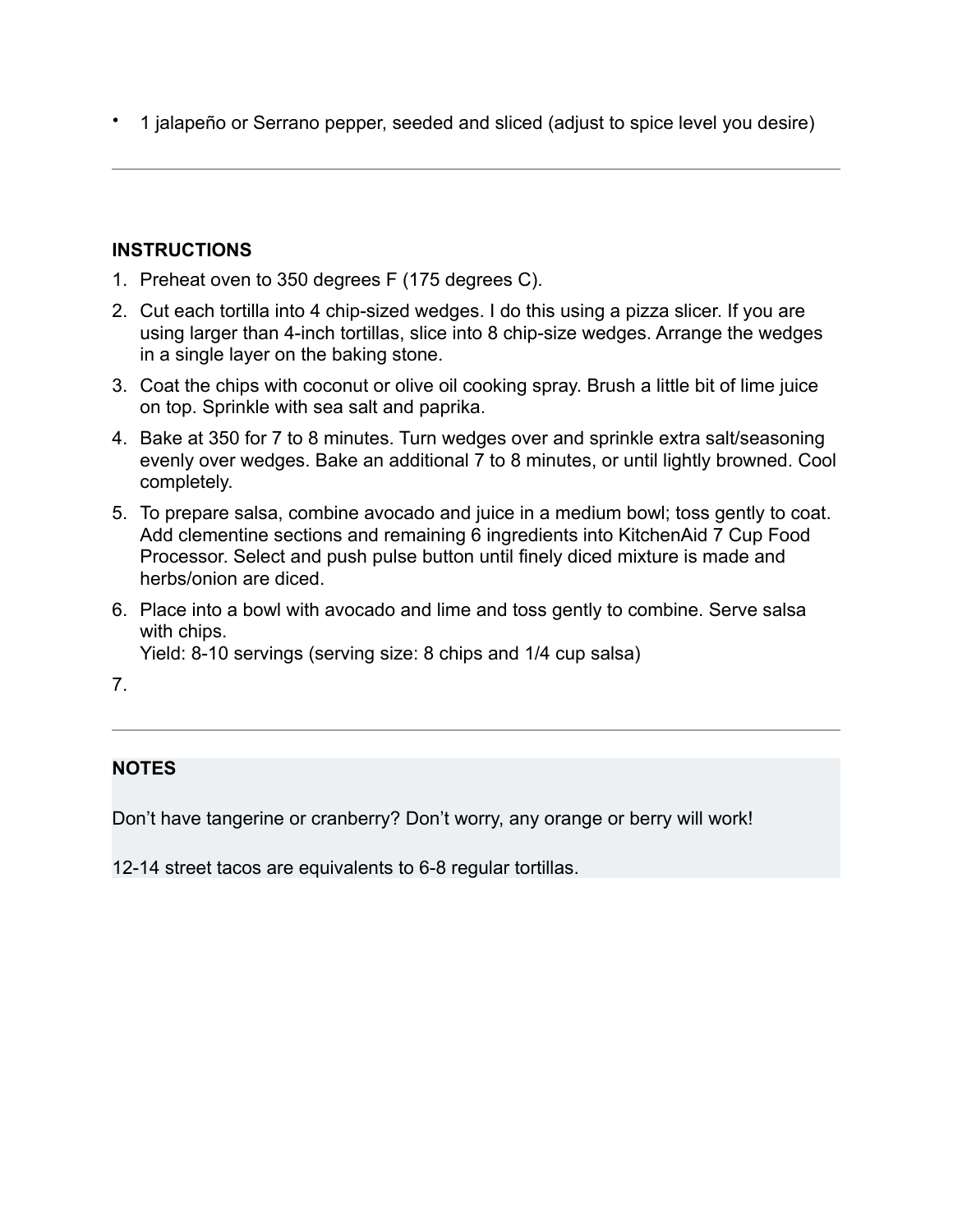- 1 jalapeño or Serrano pepper, seeded and sliced (adjust to spice level you desire)

---

**INSTRUCTIONS**

1. Preheat oven to 350 degrees F (175 degrees C).
2. Cut each tortilla into 4 chip-sized wedges. I do this using a pizza slicer. If you are using larger than 4-inch tortillas, slice into 8 chip-size wedges. Arrange the wedges in a single layer on the baking stone.
3. Coat the chips with coconut or olive oil cooking spray. Brush a little bit of lime juice on top. Sprinkle with sea salt and paprika.
4. Bake at 350 for 7 to 8 minutes. Turn wedges over and sprinkle extra salt/seasoning evenly over wedges. Bake an additional 7 to 8 minutes, or until lightly browned. Cool completely.
5. To prepare salsa, combine avocado and juice in a medium bowl; toss gently to coat. Add clementine sections and remaining 6 ingredients into KitchenAid 7 Cup Food Processor. Select and push pulse button until finely diced mixture is made and herbs/onion are diced.
6. Place into a bowl with avocado and lime and toss gently to combine. Serve salsa with chips.
   Yield: 8-10 servings (serving size: 8 chips and 1/4 cup salsa)
7.

---

**NOTES**

Don't have tangerine or cranberry? Don't worry, any orange or berry will work!

12-14 street tacos are equivalents to 6-8 regular tortillas.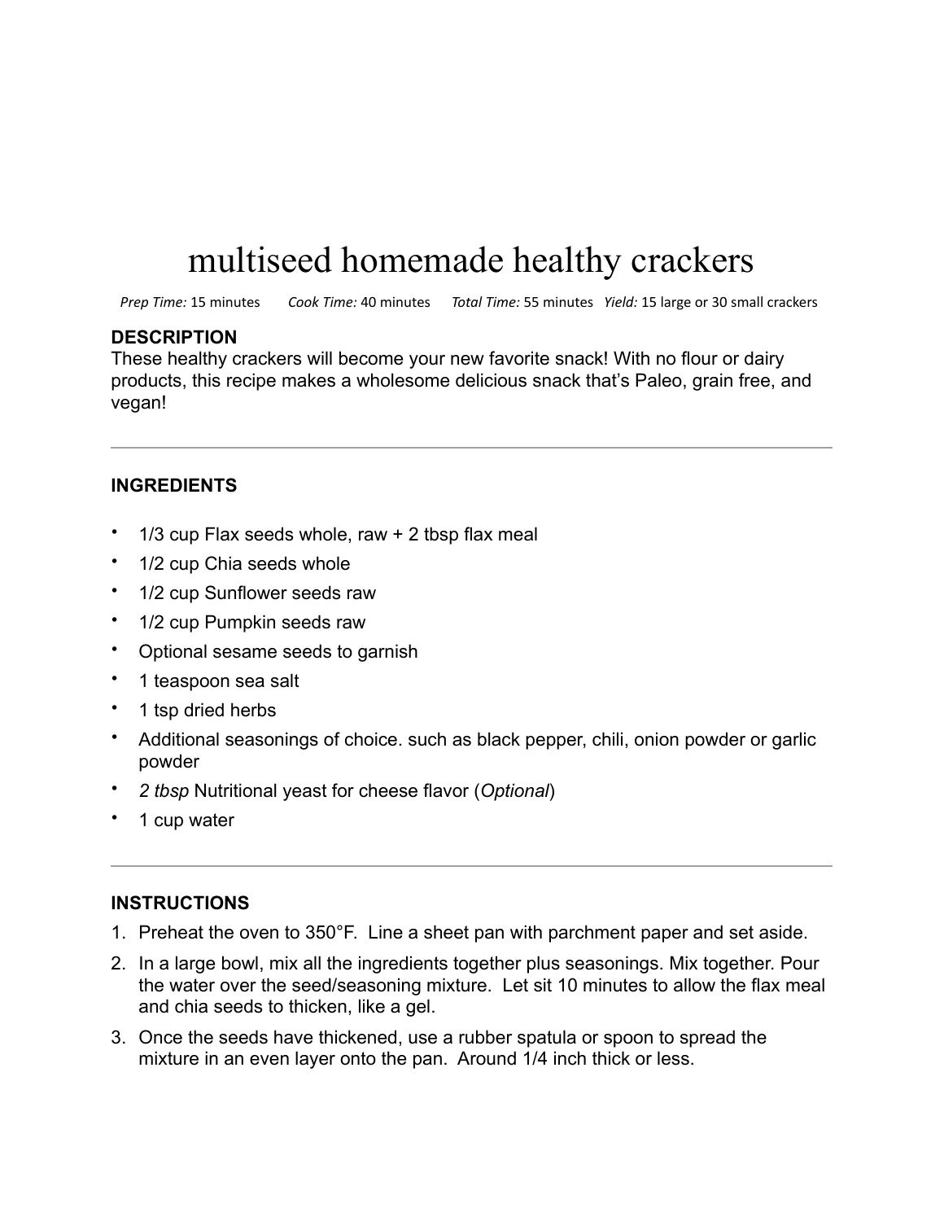# multiseed homemade healthy crackers

*Prep Time:* 15 minutes *Cook Time:* 40 minutes *Total Time:* 55 minutes *Yield:* 15 large or 30 small crackers

**DESCRIPTION**

These healthy crackers will become your new favorite snack! With no flour or dairy products, this recipe makes a wholesome delicious snack that's Paleo, grain free, and vegan!

---

**INGREDIENTS**

- 1/3 cup Flax seeds whole, raw + 2 tbsp flax meal
- 1/2 cup Chia seeds whole
- 1/2 cup Sunflower seeds raw
- 1/2 cup Pumpkin seeds raw
- Optional sesame seeds to garnish
- 1 teaspoon sea salt
- 1 tsp dried herbs
- Additional seasonings of choice. such as black pepper, chili, onion powder or garlic powder
- *2 tbsp* Nutritional yeast for cheese flavor (*Optional*)
- 1 cup water

---

**INSTRUCTIONS**

1. Preheat the oven to 350°F. Line a sheet pan with parchment paper and set aside.
2. In a large bowl, mix all the ingredients together plus seasonings. Mix together. Pour the water over the seed/seasoning mixture. Let sit 10 minutes to allow the flax meal and chia seeds to thicken, like a gel.
3. Once the seeds have thickened, use a rubber spatula or spoon to spread the mixture in an even layer onto the pan. Around 1/4 inch thick or less.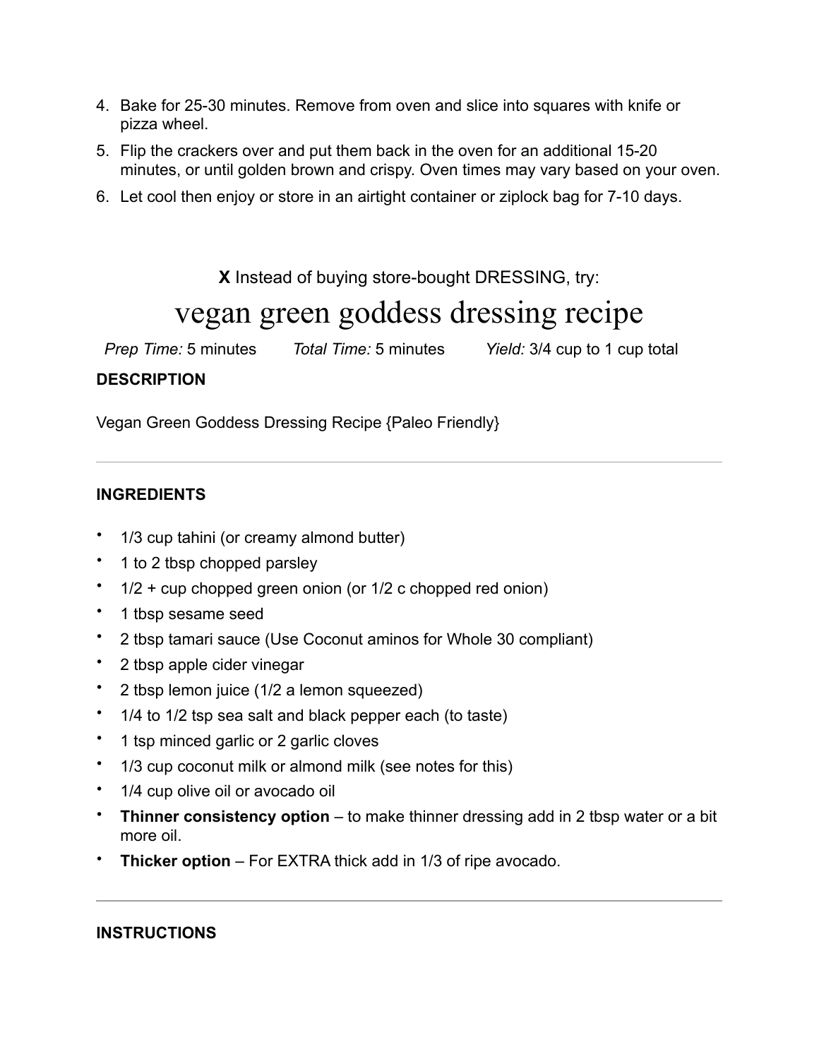4. Bake for 25-30 minutes. Remove from oven and slice into squares with knife or pizza wheel.
5. Flip the crackers over and put them back in the oven for an additional 15-20 minutes, or until golden brown and crispy. Oven times may vary based on your oven.
6. Let cool then enjoy or store in an airtight container or ziplock bag for 7-10 days.

**X** Instead of buying store-bought DRESSING, try:

# vegan green goddess dressing recipe

*Prep Time:* 5 minutes *Total Time:* 5 minutes *Yield:* 3/4 cup to 1 cup total

**DESCRIPTION**

Vegan Green Goddess Dressing Recipe {Paleo Friendly}

---

**INGREDIENTS**

- 1/3 cup tahini (or creamy almond butter)
- 1 to 2 tbsp chopped parsley
- 1/2 + cup chopped green onion (or 1/2 c chopped red onion)
- 1 tbsp sesame seed
- 2 tbsp tamari sauce (Use Coconut aminos for Whole 30 compliant)
- 2 tbsp apple cider vinegar
- 2 tbsp lemon juice (1/2 a lemon squeezed)
- 1/4 to 1/2 tsp sea salt and black pepper each (to taste)
- 1 tsp minced garlic or 2 garlic cloves
- 1/3 cup coconut milk or almond milk (see notes for this)
- 1/4 cup olive oil or avocado oil
- **Thinner consistency option** – to make thinner dressing add in 2 tbsp water or a bit more oil.
- **Thicker option** – For EXTRA thick add in 1/3 of ripe avocado.

---

**INSTRUCTIONS**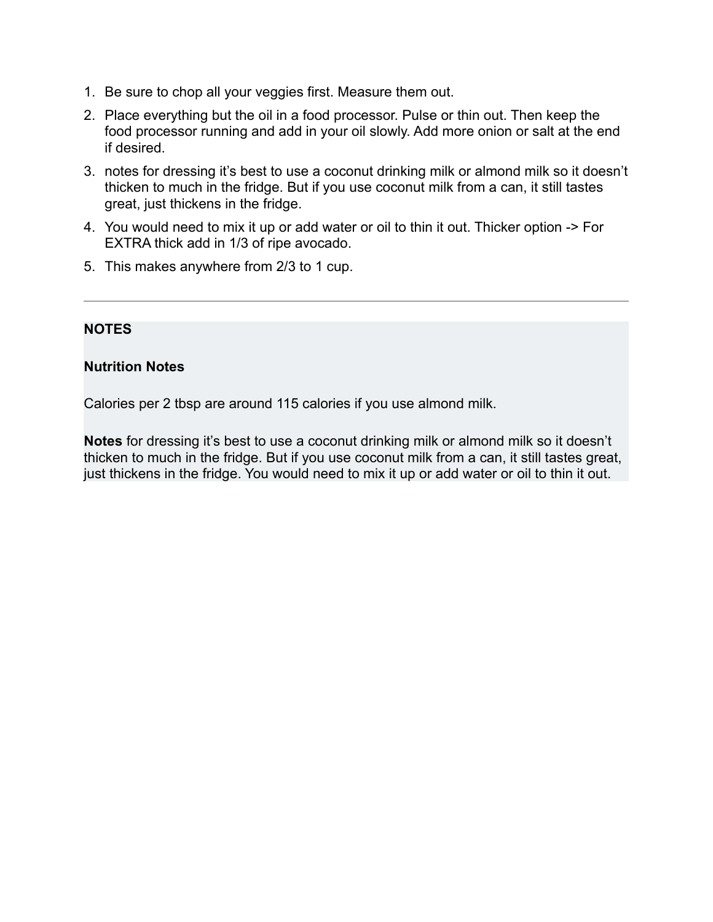1. Be sure to chop all your veggies first. Measure them out.
2. Place everything but the oil in a food processor. Pulse or thin out. Then keep the food processor running and add in your oil slowly. Add more onion or salt at the end if desired.
3. notes for dressing it's best to use a coconut drinking milk or almond milk so it doesn't thicken to much in the fridge. But if you use coconut milk from a can, it still tastes great, just thickens in the fridge.
4. You would need to mix it up or add water or oil to thin it out. Thicker option -> For EXTRA thick add in 1/3 of ripe avocado.
5. This makes anywhere from 2/3 to 1 cup.

---

**NOTES**

**Nutrition Notes**

Calories per 2 tbsp are around 115 calories if you use almond milk.

**Notes** for dressing it's best to use a coconut drinking milk or almond milk so it doesn't thicken to much in the fridge. But if you use coconut milk from a can, it still tastes great, just thickens in the fridge. You would need to mix it up or add water or oil to thin it out.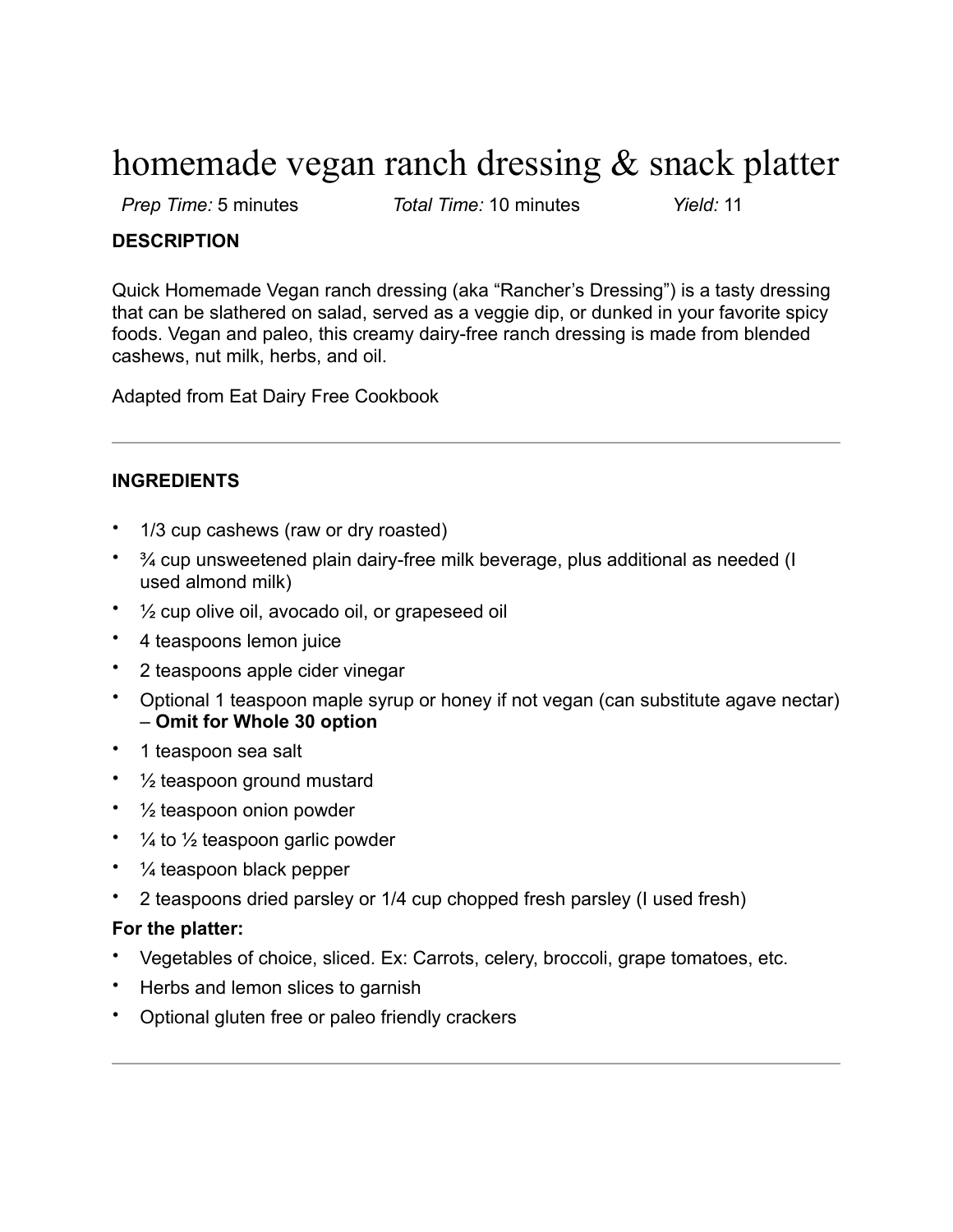# homemade vegan ranch dressing & snack platter

*Prep Time:* 5 minutes *Total Time:* 10 minutes *Yield:* 11

**DESCRIPTION**

Quick Homemade Vegan ranch dressing (aka "Rancher's Dressing") is a tasty dressing that can be slathered on salad, served as a veggie dip, or dunked in your favorite spicy foods. Vegan and paleo, this creamy dairy-free ranch dressing is made from blended cashews, nut milk, herbs, and oil.

Adapted from Eat Dairy Free Cookbook

---

**INGREDIENTS**

- 1/3 cup cashews (raw or dry roasted)
- ¾ cup unsweetened plain dairy-free milk beverage, plus additional as needed (I used almond milk)
- ½ cup olive oil, avocado oil, or grapeseed oil
- 4 teaspoons lemon juice
- 2 teaspoons apple cider vinegar
- Optional 1 teaspoon maple syrup or honey if not vegan (can substitute agave nectar) – **Omit for Whole 30 option**
- 1 teaspoon sea salt
- ½ teaspoon ground mustard
- ½ teaspoon onion powder
- ¼ to ½ teaspoon garlic powder
- ¼ teaspoon black pepper
- 2 teaspoons dried parsley or 1/4 cup chopped fresh parsley (I used fresh)

**For the platter:**

- Vegetables of choice, sliced. Ex: Carrots, celery, broccoli, grape tomatoes, etc.
- Herbs and lemon slices to garnish
- Optional gluten free or paleo friendly crackers

---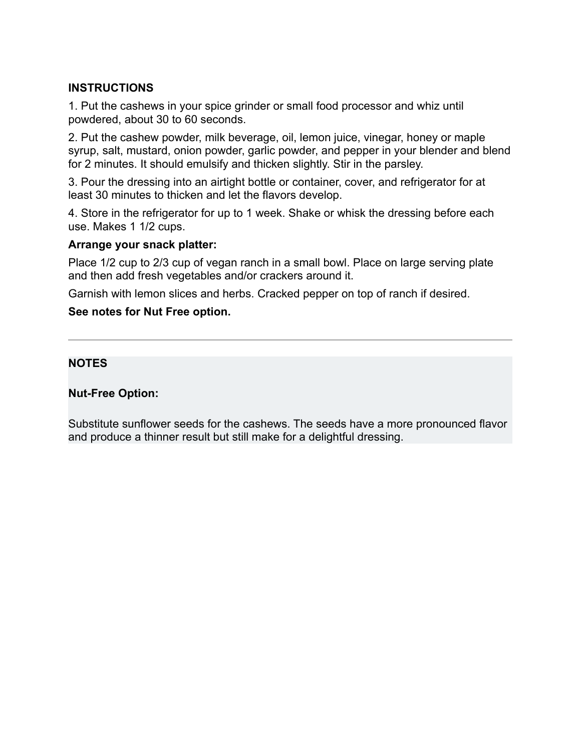**INSTRUCTIONS**

1. Put the cashews in your spice grinder or small food processor and whiz until powdered, about 30 to 60 seconds.

2. Put the cashew powder, milk beverage, oil, lemon juice, vinegar, honey or maple syrup, salt, mustard, onion powder, garlic powder, and pepper in your blender and blend for 2 minutes. It should emulsify and thicken slightly. Stir in the parsley.

3. Pour the dressing into an airtight bottle or container, cover, and refrigerator for at least 30 minutes to thicken and let the flavors develop.

4. Store in the refrigerator for up to 1 week. Shake or whisk the dressing before each use. Makes 1 1/2 cups.

**Arrange your snack platter:**

Place 1/2 cup to 2/3 cup of vegan ranch in a small bowl. Place on large serving plate and then add fresh vegetables and/or crackers around it.

Garnish with lemon slices and herbs. Cracked pepper on top of ranch if desired.

**See notes for Nut Free option.**

---

**NOTES**

**Nut-Free Option:**

Substitute sunflower seeds for the cashews. The seeds have a more pronounced flavor and produce a thinner result but still make for a delightful dressing.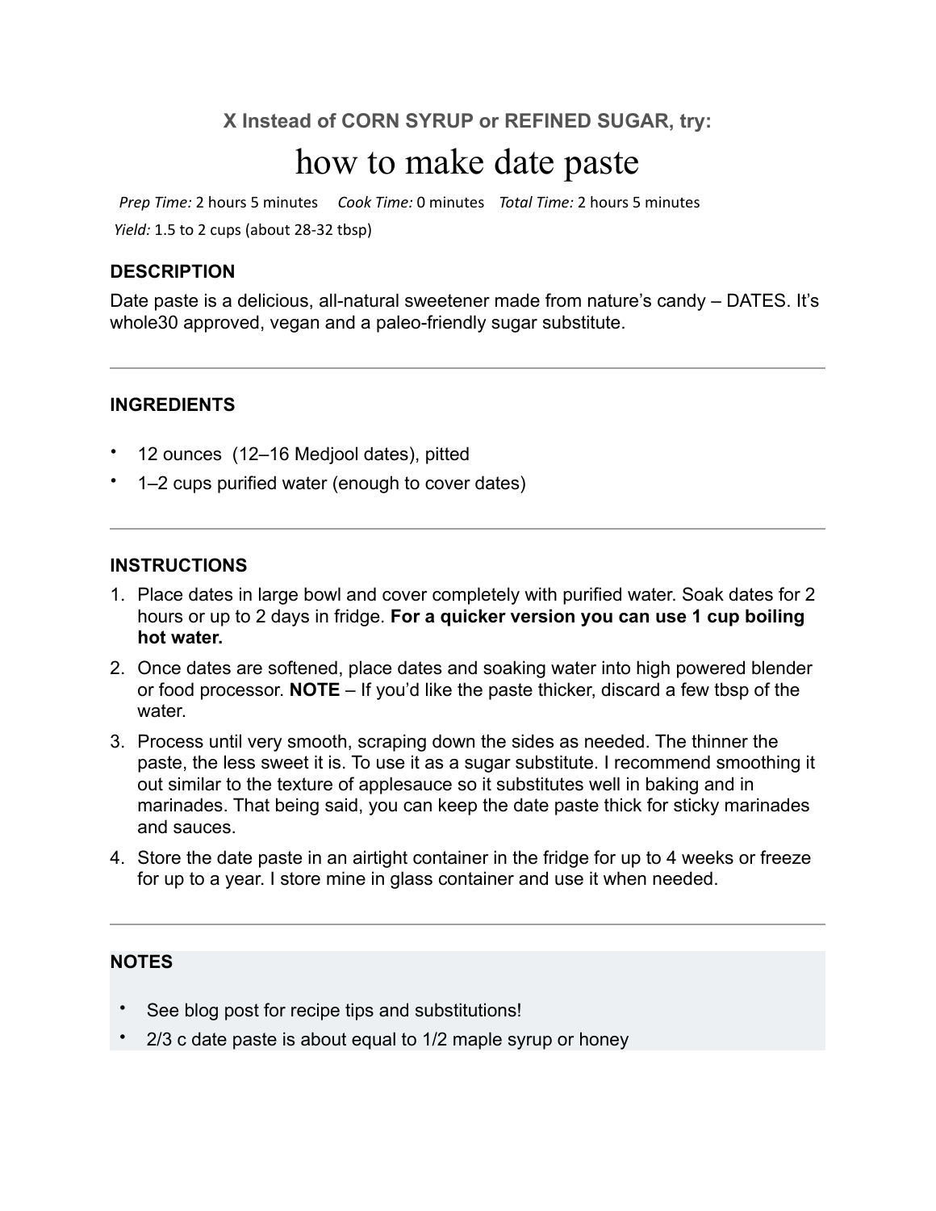**X Instead of CORN SYRUP or REFINED SUGAR, try:**

# how to make date paste

*Prep Time:* 2 hours 5 minutes *Cook Time:* 0 minutes *Total Time:* 2 hours 5 minutes

*Yield:* 1.5 to 2 cups (about 28-32 tbsp)

### DESCRIPTION

Date paste is a delicious, all-natural sweetener made from nature's candy – DATES. It's whole30 approved, vegan and a paleo-friendly sugar substitute.

---

### INGREDIENTS

- 12 ounces (12–16 Medjool dates), pitted
- 1–2 cups purified water (enough to cover dates)

---

### INSTRUCTIONS

1. Place dates in large bowl and cover completely with purified water. Soak dates for 2 hours or up to 2 days in fridge. **For a quicker version you can use 1 cup boiling hot water.**
2. Once dates are softened, place dates and soaking water into high powered blender or food processor. **NOTE** – If you'd like the paste thicker, discard a few tbsp of the water.
3. Process until very smooth, scraping down the sides as needed. The thinner the paste, the less sweet it is. To use it as a sugar substitute. I recommend smoothing it out similar to the texture of applesauce so it substitutes well in baking and in marinades. That being said, you can keep the date paste thick for sticky marinades and sauces.
4. Store the date paste in an airtight container in the fridge for up to 4 weeks or freeze for up to a year. I store mine in glass container and use it when needed.

---

### NOTES

- See blog post for recipe tips and substitutions!
- 2/3 c date paste is about equal to 1/2 maple syrup or honey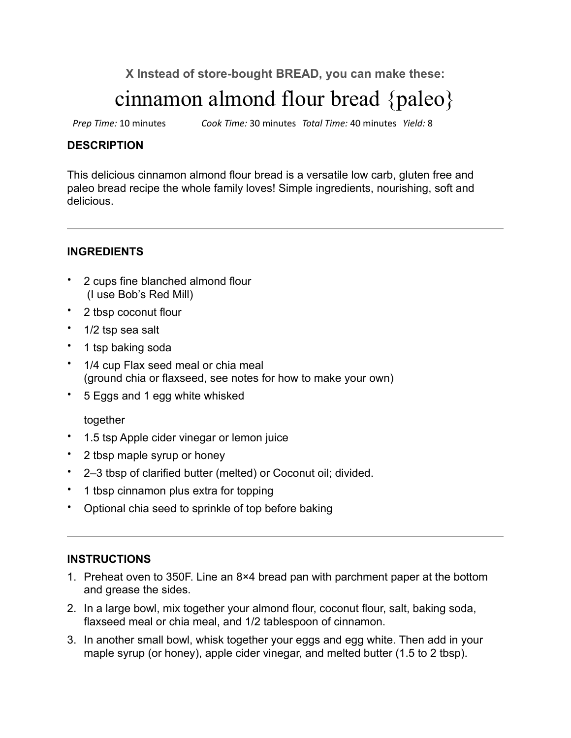**X Instead of store-bought BREAD, you can make these:**

# cinnamon almond flour bread {paleo}

*Prep Time:* 10 minutes *Cook Time:* 30 minutes *Total Time:* 40 minutes *Yield:* 8

## DESCRIPTION

This delicious cinnamon almond flour bread is a versatile low carb, gluten free and paleo bread recipe the whole family loves! Simple ingredients, nourishing, soft and delicious.

---

## INGREDIENTS

- 2 cups fine blanched almond flour
  (I use Bob's Red Mill)
- 2 tbsp coconut flour
- 1/2 tsp sea salt
- 1 tsp baking soda
- 1/4 cup Flax seed meal or chia meal
  (ground chia or flaxseed, see notes for how to make your own)
- 5 Eggs and 1 egg white whisked

  together
- 1.5 tsp Apple cider vinegar or lemon juice
- 2 tbsp maple syrup or honey
- 2–3 tbsp of clarified butter (melted) or Coconut oil; divided.
- 1 tbsp cinnamon plus extra for topping
- Optional chia seed to sprinkle of top before baking

---

## INSTRUCTIONS

1. Preheat oven to 350F. Line an 8×4 bread pan with parchment paper at the bottom and grease the sides.
2. In a large bowl, mix together your almond flour, coconut flour, salt, baking soda, flaxseed meal or chia meal, and 1/2 tablespoon of cinnamon.
3. In another small bowl, whisk together your eggs and egg white. Then add in your maple syrup (or honey), apple cider vinegar, and melted butter (1.5 to 2 tbsp).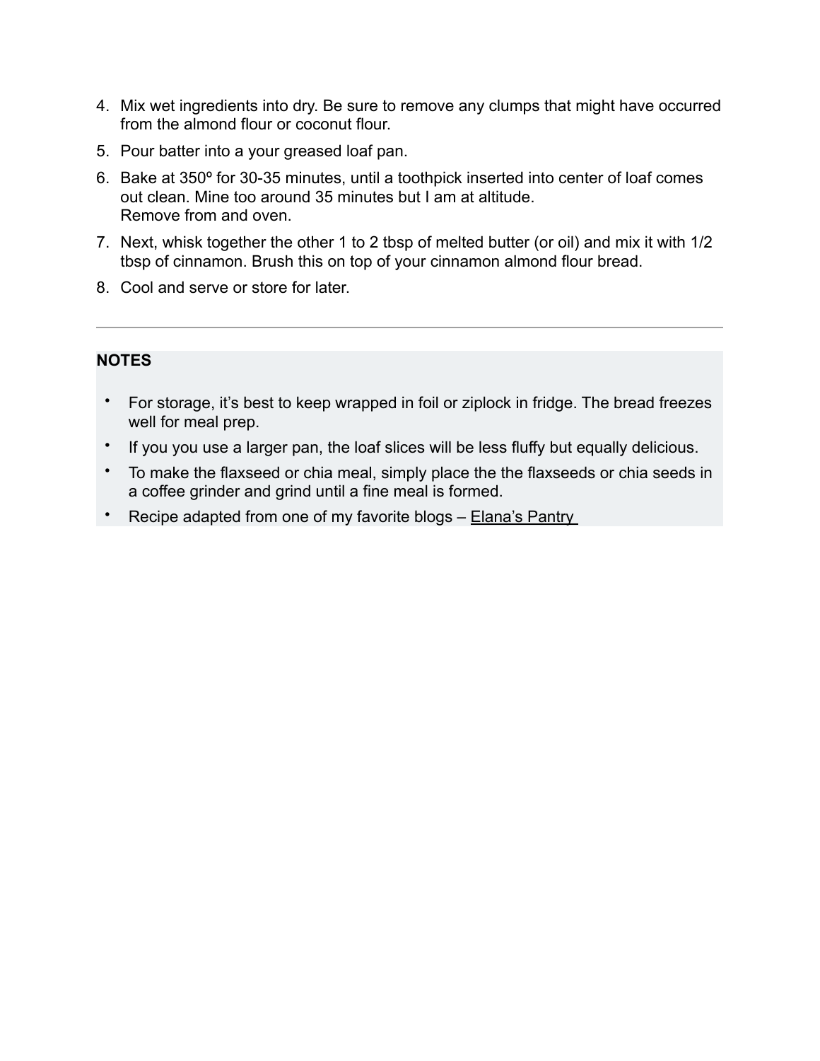4. Mix wet ingredients into dry. Be sure to remove any clumps that might have occurred from the almond flour or coconut flour.
5. Pour batter into a your greased loaf pan.
6. Bake at 350º for 30-35 minutes, until a toothpick inserted into center of loaf comes out clean. Mine too around 35 minutes but I am at altitude.
   Remove from and oven.
7. Next, whisk together the other 1 to 2 tbsp of melted butter (or oil) and mix it with 1/2 tbsp of cinnamon. Brush this on top of your cinnamon almond flour bread.
8. Cool and serve or store for later.

---

**NOTES**

- For storage, it's best to keep wrapped in foil or ziplock in fridge. The bread freezes well for meal prep.
- If you you use a larger pan, the loaf slices will be less fluffy but equally delicious.
- To make the flaxseed or chia meal, simply place the the flaxseeds or chia seeds in a coffee grinder and grind until a fine meal is formed.
- Recipe adapted from one of my favorite blogs – Elana's Pantry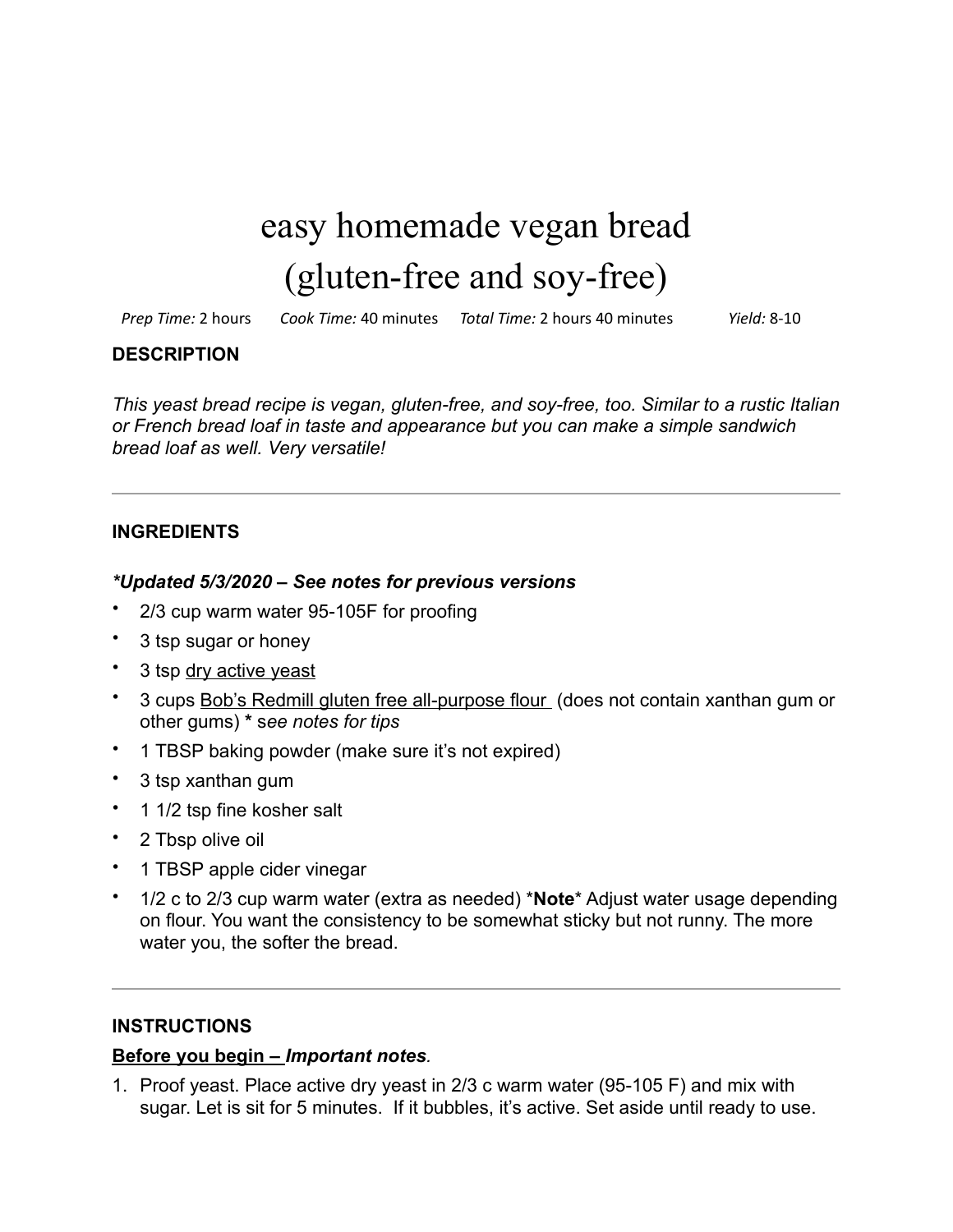# easy homemade vegan bread (gluten-free and soy-free)

*Prep Time:* 2 hours  *Cook Time:* 40 minutes  *Total Time:* 2 hours 40 minutes  *Yield:* 8-10

## DESCRIPTION

*This yeast bread recipe is vegan, gluten-free, and soy-free, too. Similar to a rustic Italian or French bread loaf in taste and appearance but you can make a simple sandwich bread loaf as well. Very versatile!*

---

## INGREDIENTS

***Updated 5/3/2020 – See notes for previous versions***

- 2/3 cup warm water 95-105F for proofing
- 3 tsp sugar or honey
- 3 tsp dry active yeast
- 3 cups Bob's Redmill gluten free all-purpose flour (does not contain xanthan gum or other gums) **\*** *see notes for tips*
- 1 TBSP baking powder (make sure it's not expired)
- 3 tsp xanthan gum
- 1 1/2 tsp fine kosher salt
- 2 Tbsp olive oil
- 1 TBSP apple cider vinegar
- 1/2 c to 2/3 cup warm water (extra as needed) \***Note**\* Adjust water usage depending on flour. You want the consistency to be somewhat sticky but not runny. The more water you, the softer the bread.

---

## INSTRUCTIONS

**Before you begin – *Important notes*.**

1. Proof yeast. Place active dry yeast in 2/3 c warm water (95-105 F) and mix with sugar. Let is sit for 5 minutes. If it bubbles, it's active. Set aside until ready to use.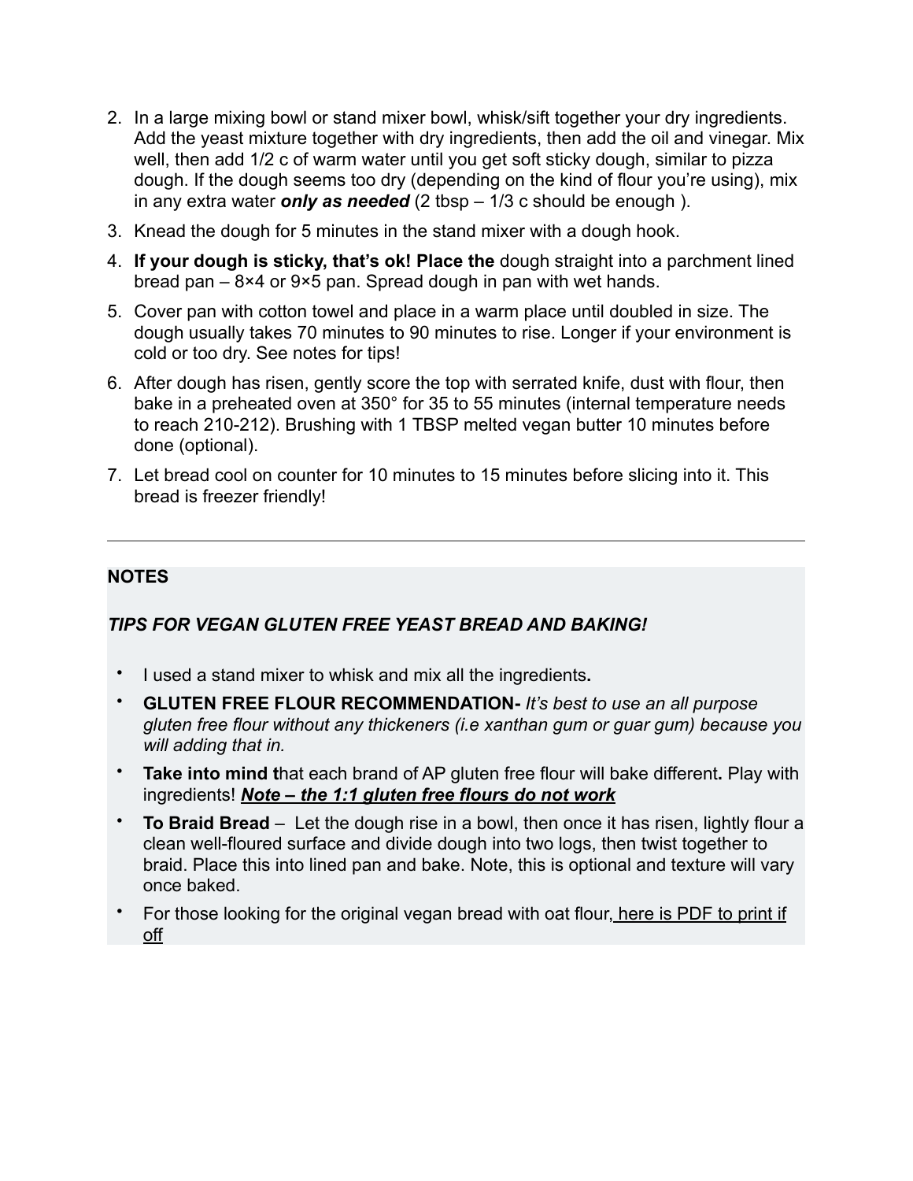2. In a large mixing bowl or stand mixer bowl, whisk/sift together your dry ingredients. Add the yeast mixture together with dry ingredients, then add the oil and vinegar. Mix well, then add 1/2 c of warm water until you get soft sticky dough, similar to pizza dough. If the dough seems too dry (depending on the kind of flour you're using), mix in any extra water ***only as needed*** (2 tbsp – 1/3 c should be enough ).
3. Knead the dough for 5 minutes in the stand mixer with a dough hook.
4. **If your dough is sticky, that's ok! Place the** dough straight into a parchment lined bread pan – 8×4 or 9×5 pan. Spread dough in pan with wet hands.
5. Cover pan with cotton towel and place in a warm place until doubled in size. The dough usually takes 70 minutes to 90 minutes to rise. Longer if your environment is cold or too dry. See notes for tips!
6. After dough has risen, gently score the top with serrated knife, dust with flour, then bake in a preheated oven at 350° for 35 to 55 minutes (internal temperature needs to reach 210-212). Brushing with 1 TBSP melted vegan butter 10 minutes before done (optional).
7. Let bread cool on counter for 10 minutes to 15 minutes before slicing into it. This bread is freezer friendly!

---

**NOTES**

***TIPS FOR VEGAN GLUTEN FREE YEAST BREAD AND BAKING!***

- I used a stand mixer to whisk and mix all the ingredients**.**
- **GLUTEN FREE FLOUR RECOMMENDATION-** *It's best to use an all purpose gluten free flour without any thickeners (i.e xanthan gum or guar gum) because you will adding that in.*
- **Take into mind t**hat each brand of AP gluten free flour will bake different**.** Play with ingredients! ***Note – the 1:1 gluten free flours do not work***
- **To Braid Bread** – Let the dough rise in a bowl, then once it has risen, lightly flour a clean well-floured surface and divide dough into two logs, then twist together to braid. Place this into lined pan and bake. Note, this is optional and texture will vary once baked.
- For those looking for the original vegan bread with oat flour, here is PDF to print if off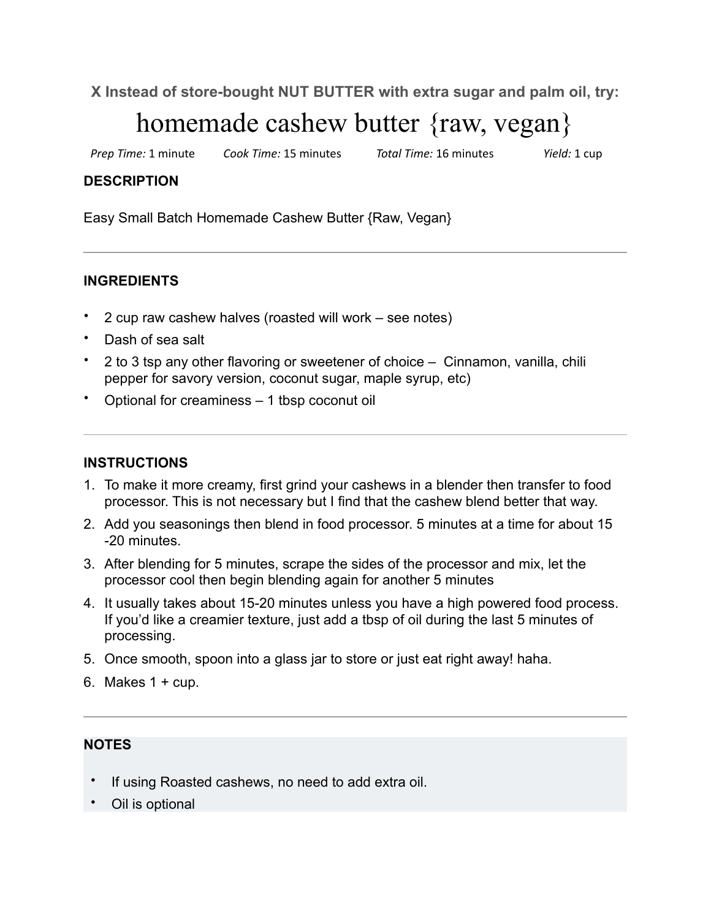**X Instead of store-bought NUT BUTTER with extra sugar and palm oil, try:**

# homemade cashew butter {raw, vegan}

*Prep Time:* 1 minute *Cook Time:* 15 minutes *Total Time:* 16 minutes *Yield:* 1 cup

### DESCRIPTION

Easy Small Batch Homemade Cashew Butter {Raw, Vegan}

---

### INGREDIENTS

- 2 cup raw cashew halves (roasted will work – see notes)
- Dash of sea salt
- 2 to 3 tsp any other flavoring or sweetener of choice – Cinnamon, vanilla, chili pepper for savory version, coconut sugar, maple syrup, etc)
- Optional for creaminess – 1 tbsp coconut oil

---

### INSTRUCTIONS

1. To make it more creamy, first grind your cashews in a blender then transfer to food processor. This is not necessary but I find that the cashew blend better that way.
2. Add you seasonings then blend in food processor. 5 minutes at a time for about 15 -20 minutes.
3. After blending for 5 minutes, scrape the sides of the processor and mix, let the processor cool then begin blending again for another 5 minutes
4. It usually takes about 15-20 minutes unless you have a high powered food process. If you'd like a creamier texture, just add a tbsp of oil during the last 5 minutes of processing.
5. Once smooth, spoon into a glass jar to store or just eat right away! haha.
6. Makes 1 + cup.

---

### NOTES

- If using Roasted cashews, no need to add extra oil.
- Oil is optional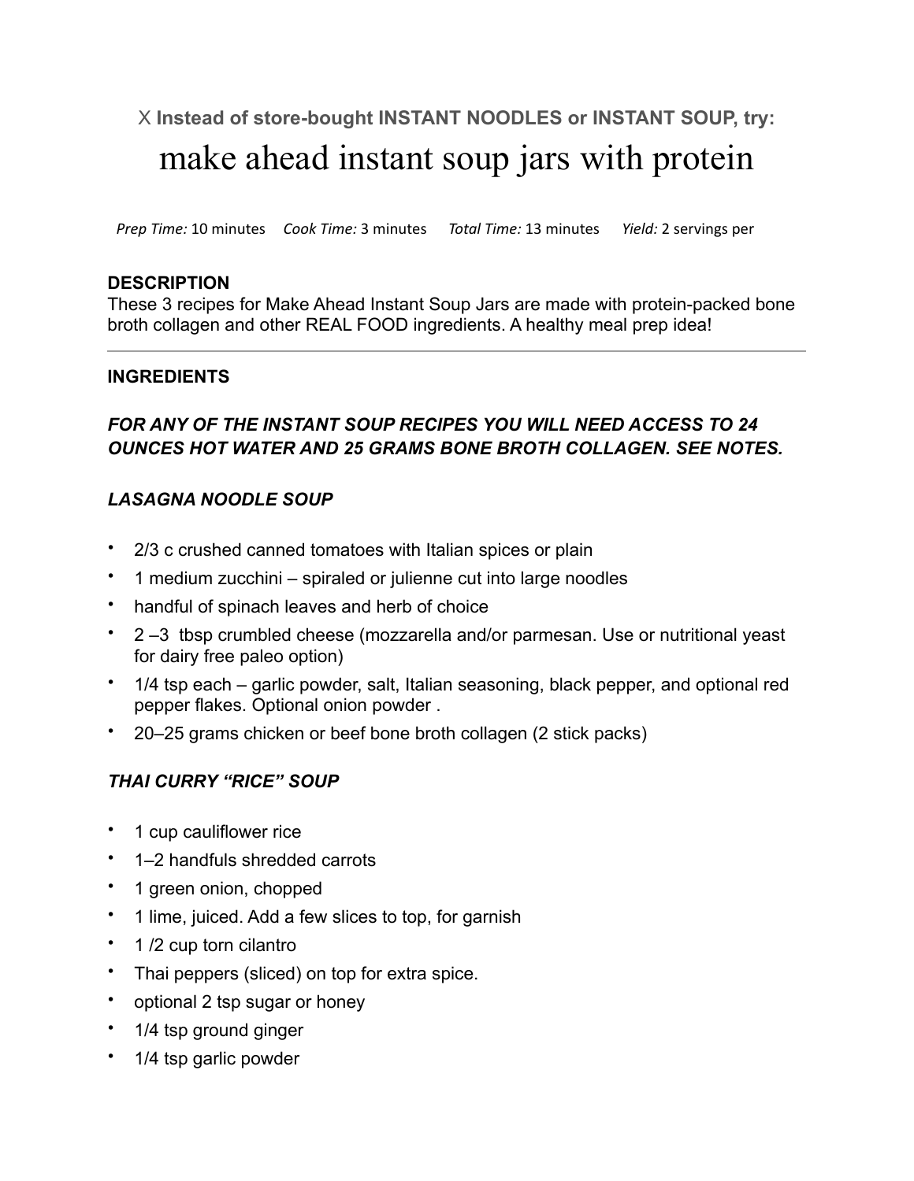X **Instead of store-bought INSTANT NOODLES or INSTANT SOUP, try:**

# make ahead instant soup jars with protein

*Prep Time:* 10 minutes *Cook Time:* 3 minutes *Total Time:* 13 minutes *Yield:* 2 servings per

**DESCRIPTION**

These 3 recipes for Make Ahead Instant Soup Jars are made with protein-packed bone broth collagen and other REAL FOOD ingredients. A healthy meal prep idea!

---

**INGREDIENTS**

***FOR ANY OF THE INSTANT SOUP RECIPES YOU WILL NEED ACCESS TO 24 OUNCES HOT WATER AND 25 GRAMS BONE BROTH COLLAGEN. SEE NOTES.***

***LASAGNA NOODLE SOUP***

- 2/3 c crushed canned tomatoes with Italian spices or plain
- 1 medium zucchini – spiraled or julienne cut into large noodles
- handful of spinach leaves and herb of choice
- 2 –3 tbsp crumbled cheese (mozzarella and/or parmesan. Use or nutritional yeast for dairy free paleo option)
- 1/4 tsp each – garlic powder, salt, Italian seasoning, black pepper, and optional red pepper flakes. Optional onion powder .
- 20–25 grams chicken or beef bone broth collagen (2 stick packs)

***THAI CURRY "RICE" SOUP***

- 1 cup cauliflower rice
- 1–2 handfuls shredded carrots
- 1 green onion, chopped
- 1 lime, juiced. Add a few slices to top, for garnish
- 1 /2 cup torn cilantro
- Thai peppers (sliced) on top for extra spice.
- optional 2 tsp sugar or honey
- 1/4 tsp ground ginger
- 1/4 tsp garlic powder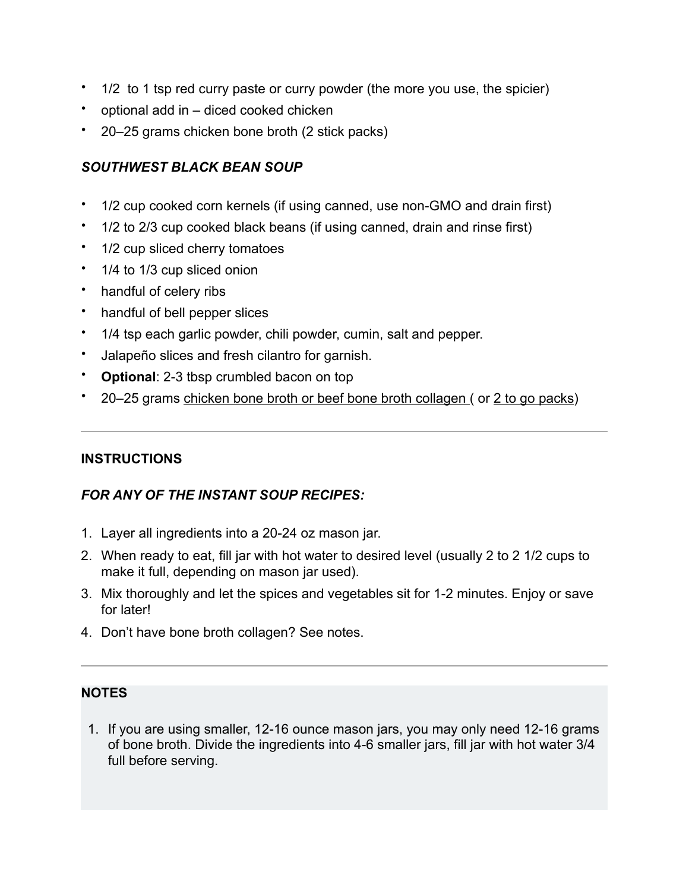- 1/2  to 1 tsp red curry paste or curry powder (the more you use, the spicier)
- optional add in – diced cooked chicken
- 20–25 grams chicken bone broth (2 stick packs)

### *SOUTHWEST BLACK BEAN SOUP*

- 1/2 cup cooked corn kernels (if using canned, use non-GMO and drain first)
- 1/2 to 2/3 cup cooked black beans (if using canned, drain and rinse first)
- 1/2 cup sliced cherry tomatoes
- 1/4 to 1/3 cup sliced onion
- handful of celery ribs
- handful of bell pepper slices
- 1/4 tsp each garlic powder, chili powder, cumin, salt and pepper.
- Jalapeño slices and fresh cilantro for garnish.
- **Optional**: 2-3 tbsp crumbled bacon on top
- 20–25 grams chicken bone broth or beef bone broth collagen ( or 2 to go packs)

---

## INSTRUCTIONS

### *FOR ANY OF THE INSTANT SOUP RECIPES:*

1. Layer all ingredients into a 20-24 oz mason jar.
2. When ready to eat, fill jar with hot water to desired level (usually 2 to 2 1/2 cups to make it full, depending on mason jar used).
3. Mix thoroughly and let the spices and vegetables sit for 1-2 minutes. Enjoy or save for later!
4. Don't have bone broth collagen? See notes.

---

## NOTES

1. If you are using smaller, 12-16 ounce mason jars, you may only need 12-16 grams of bone broth. Divide the ingredients into 4-6 smaller jars, fill jar with hot water 3/4 full before serving.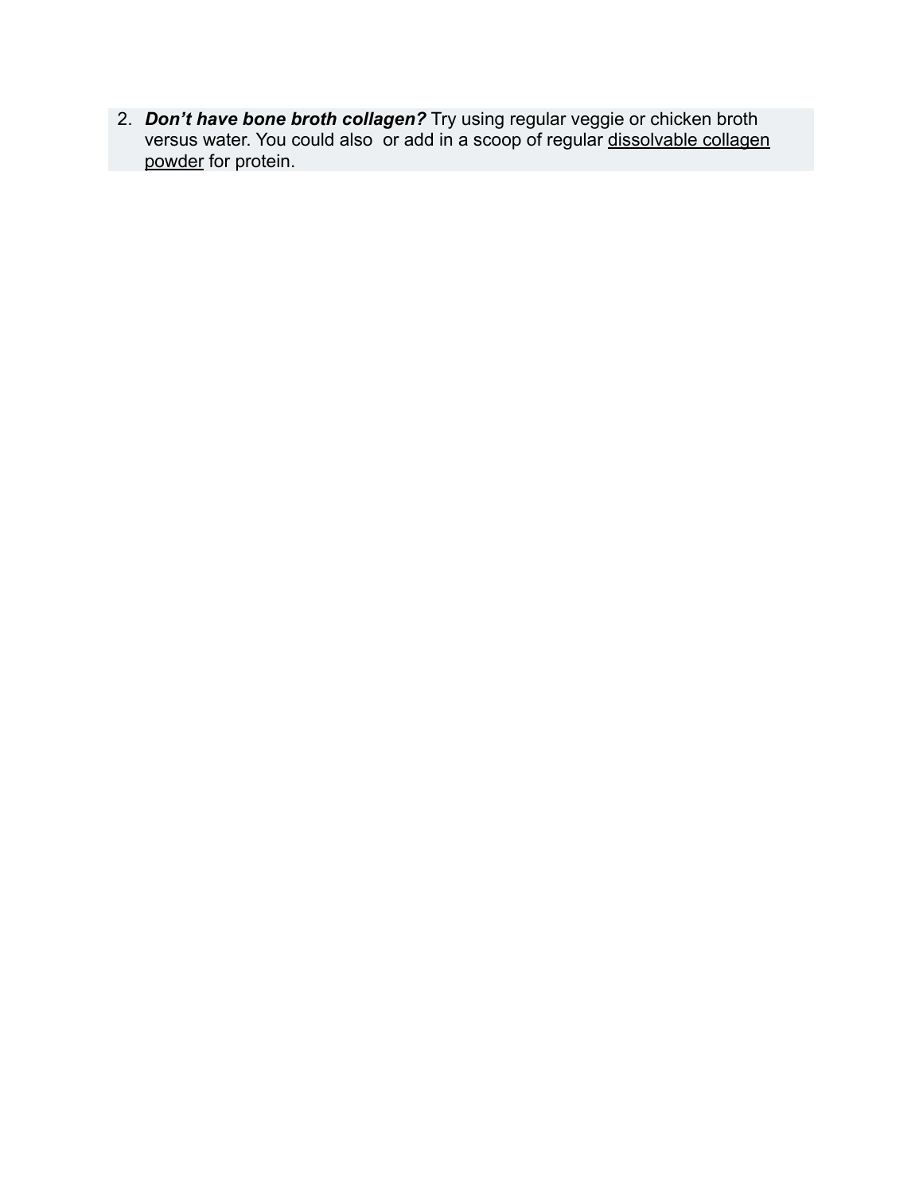2. ***Don’t have bone broth collagen?*** Try using regular veggie or chicken broth versus water. You could also  or add in a scoop of regular dissolvable collagen powder for protein.